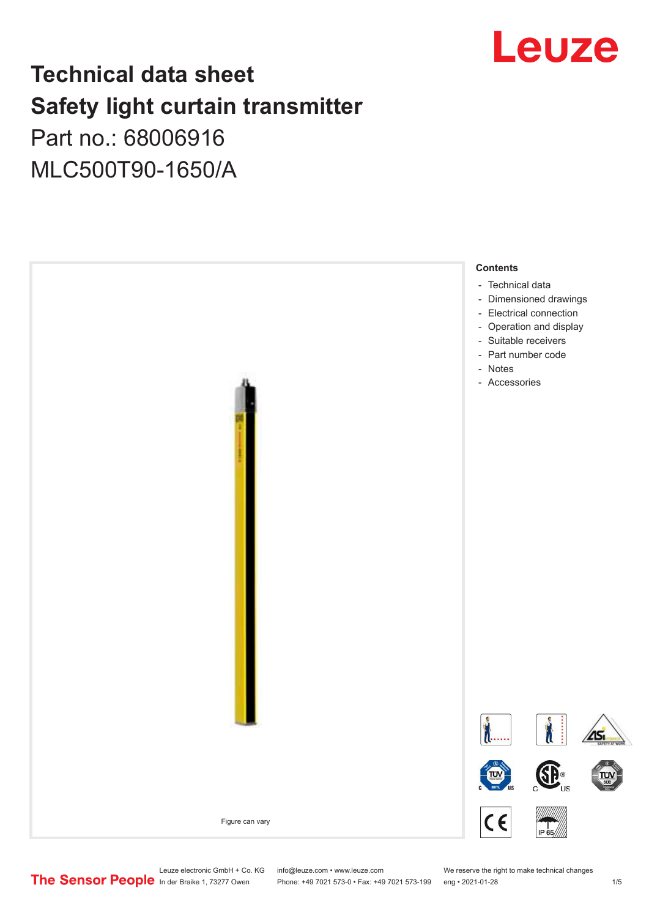# Technical data sheet
# Safety light curtain transmitter

Part no.: 68006916

MLC500T90-1650/A

Figure can vary

**Contents**

- Technical data
- Dimensioned drawings
- Electrical connection
- Operation and display
- Suitable receivers
- Part number code
- Notes
- Accessories

Leuze electronic GmbH + Co. KG
In der Braike 1, 73277 Owen

info@leuze.com • www.leuze.com
Phone: +49 7021 573-0 • Fax: +49 7021 573-199

We reserve the right to make technical changes
eng • 2021-01-28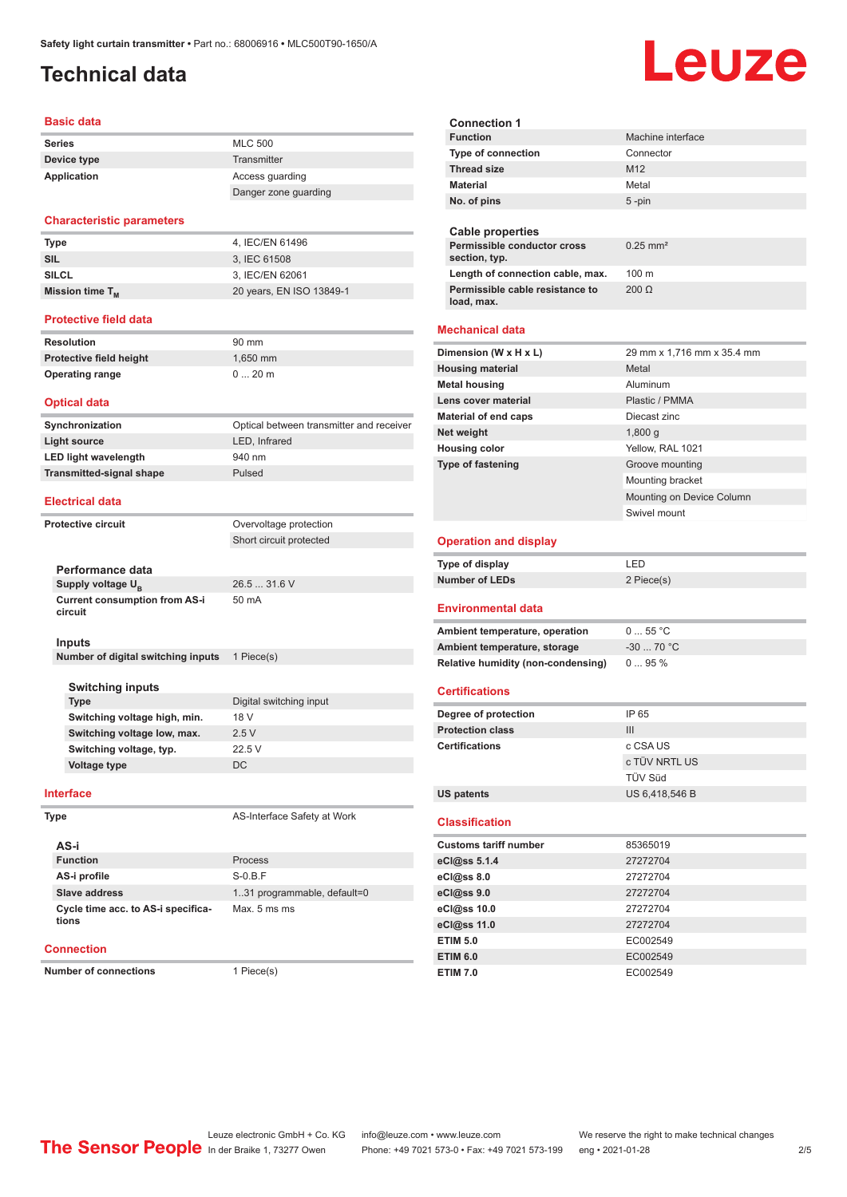# Technical data

## Basic data

| | |
|---|---|
| **Series** | MLC 500 |
| **Device type** | Transmitter |
| **Application** | Access guarding |
| | Danger zone guarding |

## Characteristic parameters

| | |
|---|---|
| **Type** | 4, IEC/EN 61496 |
| **SIL** | 3, IEC 61508 |
| **SILCL** | 3, IEC/EN 62061 |
| **Mission time $T_M$** | 20 years, EN ISO 13849-1 |

## Protective field data

| | |
|---|---|
| **Resolution** | 90 mm |
| **Protective field height** | 1,650 mm |
| **Operating range** | 0 ... 20 m |

## Optical data

| | |
|---|---|
| **Synchronization** | Optical between transmitter and receiver |
| **Light source** | LED, Infrared |
| **LED light wavelength** | 940 nm |
| **Transmitted-signal shape** | Pulsed |

## Electrical data

| | |
|---|---|
| **Protective circuit** | Overvoltage protection |
| | Short circuit protected |

### Performance data

| | |
|---|---|
| **Supply voltage $U_B$** | 26.5 ... 31.6 V |
| **Current consumption from AS-i circuit** | 50 mA |

### Inputs

| | |
|---|---|
| **Number of digital switching inputs** | 1 Piece(s) |

### Switching inputs

| | |
|---|---|
| **Type** | Digital switching input |
| **Switching voltage high, min.** | 18 V |
| **Switching voltage low, max.** | 2.5 V |
| **Switching voltage, typ.** | 22.5 V |
| **Voltage type** | DC |

## Interface

| | |
|---|---|
| **Type** | AS-Interface Safety at Work |

### AS-i

| | |
|---|---|
| **Function** | Process |
| **AS-i profile** | S-0.B.F |
| **Slave address** | 1..31 programmable, default=0 |
| **Cycle time acc. to AS-i specifications** | Max. 5 ms ms |

## Connection

| | |
|---|---|
| **Number of connections** | 1 Piece(s) |

### Connection 1

| | |
|---|---|
| **Function** | Machine interface |
| **Type of connection** | Connector |
| **Thread size** | M12 |
| **Material** | Metal |
| **No. of pins** | 5 -pin |

### Cable properties

| | |
|---|---|
| **Permissible conductor cross section, typ.** | 0.25 mm² |
| **Length of connection cable, max.** | 100 m |
| **Permissible cable resistance to load, max.** | 200 Ω |

## Mechanical data

| | |
|---|---|
| **Dimension (W x H x L)** | 29 mm x 1,716 mm x 35.4 mm |
| **Housing material** | Metal |
| **Metal housing** | Aluminum |
| **Lens cover material** | Plastic / PMMA |
| **Material of end caps** | Diecast zinc |
| **Net weight** | 1,800 g |
| **Housing color** | Yellow, RAL 1021 |
| **Type of fastening** | Groove mounting |
| | Mounting bracket |
| | Mounting on Device Column |
| | Swivel mount |

## Operation and display

| | |
|---|---|
| **Type of display** | LED |
| **Number of LEDs** | 2 Piece(s) |

## Environmental data

| | |
|---|---|
| **Ambient temperature, operation** | 0 ... 55 °C |
| **Ambient temperature, storage** | -30 ... 70 °C |
| **Relative humidity (non-condensing)** | 0 ... 95 % |

## Certifications

| | |
|---|---|
| **Degree of protection** | IP 65 |
| **Protection class** | III |
| **Certifications** | c CSA US |
| | c TÜV NRTL US |
| | TÜV Süd |
| **US patents** | US 6,418,546 B |

## Classification

| | |
|---|---|
| **Customs tariff number** | 85365019 |
| **eCl@ss 5.1.4** | 27272704 |
| **eCl@ss 8.0** | 27272704 |
| **eCl@ss 9.0** | 27272704 |
| **eCl@ss 10.0** | 27272704 |
| **eCl@ss 11.0** | 27272704 |
| **ETIM 5.0** | EC002549 |
| **ETIM 6.0** | EC002549 |
| **ETIM 7.0** | EC002549 |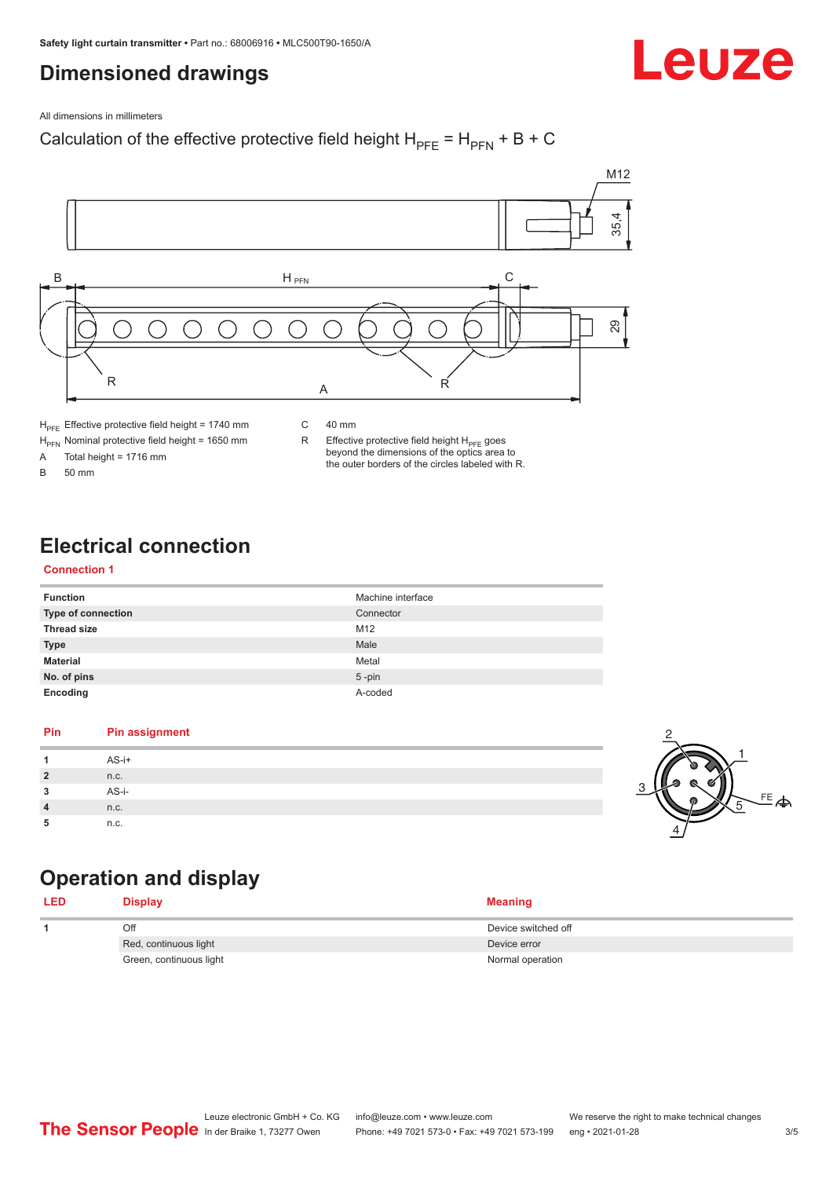## Dimensioned drawings

All dimensions in millimeters

Calculation of the effective protective field height $H_{PFE} = H_{PFN} + B + C$

| | | | |
|---|---|---|---|
| $H_{PFE}$ | Effective protective field height = 1740 mm | C | 40 mm |
| $H_{PFN}$ | Nominal protective field height = 1650 mm | R | Effective protective field height $H_{PFE}$ goes beyond the dimensions of the optics area to the outer borders of the circles labeled with R. |
| A | Total height = 1716 mm | | |
| B | 50 mm | | |

## Electrical connection

### Connection 1

| | |
|---|---|
| **Function** | Machine interface |
| **Type of connection** | Connector |
| **Thread size** | M12 |
| **Type** | Male |
| **Material** | Metal |
| **No. of pins** | 5 -pin |
| **Encoding** | A-coded |

| Pin | Pin assignment |
|---|---|
| 1 | AS-i+ |
| 2 | n.c. |
| 3 | AS-i- |
| 4 | n.c. |
| 5 | n.c. |

## Operation and display

| LED | Display | Meaning |
|---|---|---|
| 1 | Off | Device switched off |
| | Red, continuous light | Device error |
| | Green, continuous light | Normal operation |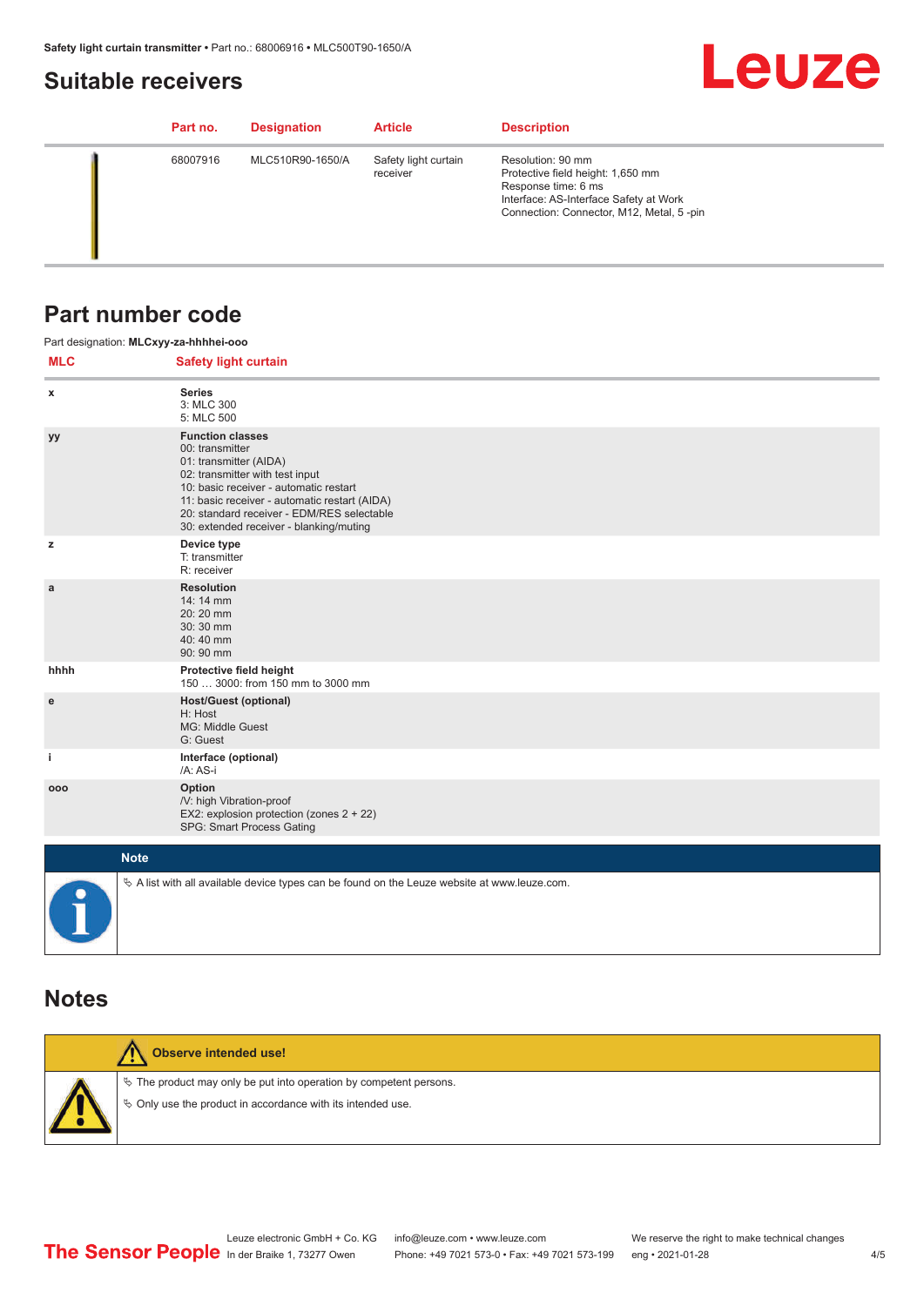## Suitable receivers

| Part no. | Designation | Article | Description |
|---|---|---|---|
| 68007916 | MLC510R90-1650/A | Safety light curtain receiver | Resolution: 90 mm<br>Protective field height: 1,650 mm<br>Response time: 6 ms<br>Interface: AS-Interface Safety at Work<br>Connection: Connector, M12, Metal, 5 -pin |

## Part number code

Part designation: **MLCxyy-za-hhhhei-ooo**

| MLC | Safety light curtain |
|---|---|
| x | **Series**<br>3: MLC 300<br>5: MLC 500 |
| yy | **Function classes**<br>00: transmitter<br>01: transmitter (AIDA)<br>02: transmitter with test input<br>10: basic receiver - automatic restart<br>11: basic receiver - automatic restart (AIDA)<br>20: standard receiver - EDM/RES selectable<br>30: extended receiver - blanking/muting |
| z | **Device type**<br>T: transmitter<br>R: receiver |
| a | **Resolution**<br>14: 14 mm<br>20: 20 mm<br>30: 30 mm<br>40: 40 mm<br>90: 90 mm |
| hhhh | **Protective field height**<br>150 … 3000: from 150 mm to 3000 mm |
| e | **Host/Guest (optional)**<br>H: Host<br>MG: Middle Guest<br>G: Guest |
| i | **Interface (optional)**<br>/A: AS-i |
| ooo | **Option**<br>/V: high Vibration-proof<br>EX2: explosion protection (zones 2 + 22)<br>SPG: Smart Process Gating |

**Note**

- A list with all available device types can be found on the Leuze website at www.leuze.com.

## Notes

**Observe intended use!**

- The product may only be put into operation by competent persons.
- Only use the product in accordance with its intended use.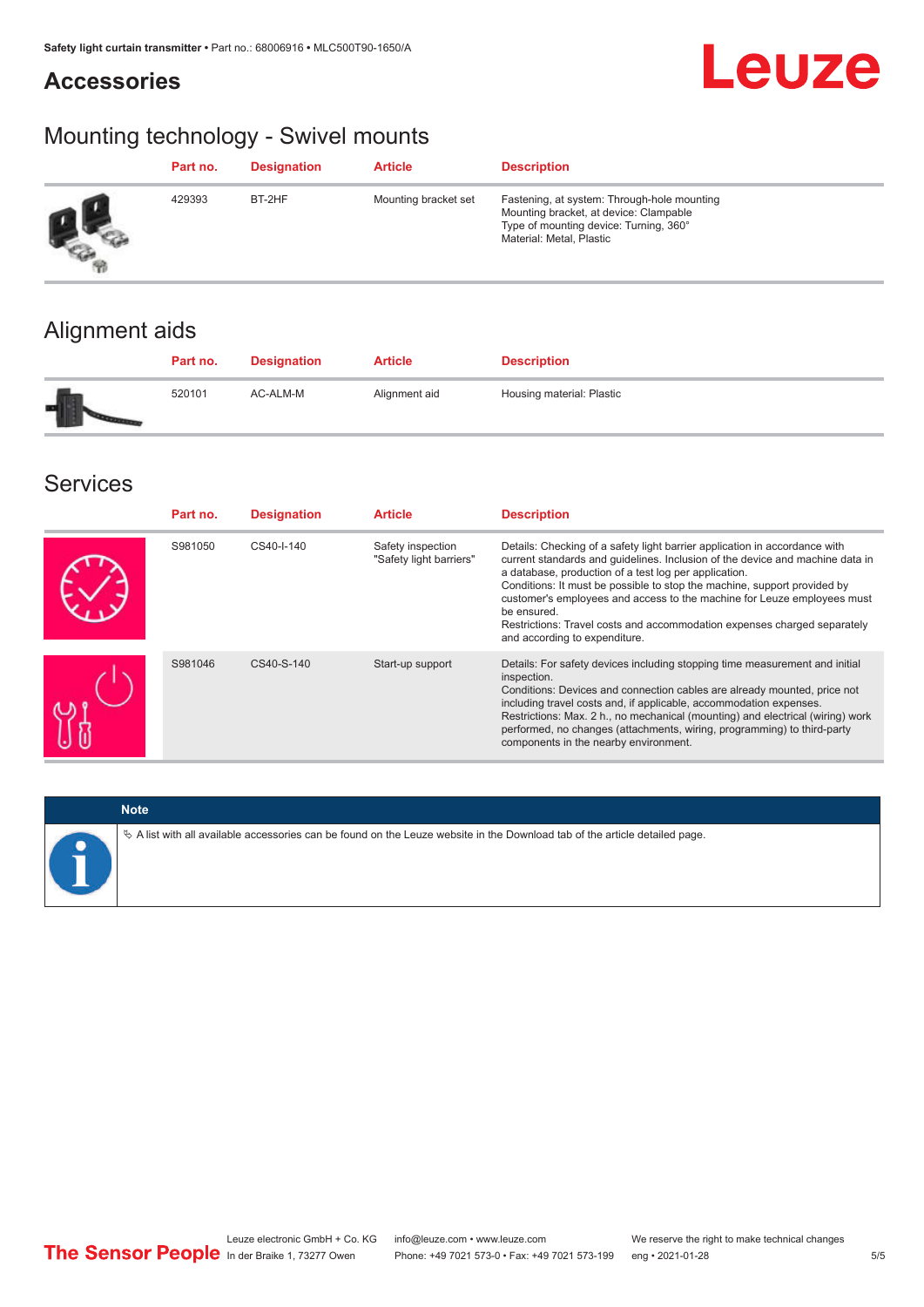## Accessories

### Mounting technology - Swivel mounts

| | Part no. | Designation | Article | Description |
|---|---|---|---|---|
| | 429393 | BT-2HF | Mounting bracket set | Fastening, at system: Through-hole mounting<br>Mounting bracket, at device: Clampable<br>Type of mounting device: Turning, 360°<br>Material: Metal, Plastic |

### Alignment aids

| | Part no. | Designation | Article | Description |
|---|---|---|---|---|
| | 520101 | AC-ALM-M | Alignment aid | Housing material: Plastic |

### Services

| | Part no. | Designation | Article | Description |
|---|---|---|---|---|
| | S981050 | CS40-I-140 | Safety inspection "Safety light barriers" | Details: Checking of a safety light barrier application in accordance with current standards and guidelines. Inclusion of the device and machine data in a database, production of a test log per application.<br>Conditions: It must be possible to stop the machine, support provided by customer's employees and access to the machine for Leuze employees must be ensured.<br>Restrictions: Travel costs and accommodation expenses charged separately and according to expenditure. |
| | S981046 | CS40-S-140 | Start-up support | Details: For safety devices including stopping time measurement and initial inspection.<br>Conditions: Devices and connection cables are already mounted, price not including travel costs and, if applicable, accommodation expenses.<br>Restrictions: Max. 2 h., no mechanical (mounting) and electrical (wiring) work performed, no changes (attachments, wiring, programming) to third-party components in the nearby environment. |

**Note**

↳ A list with all available accessories can be found on the Leuze website in the Download tab of the article detailed page.